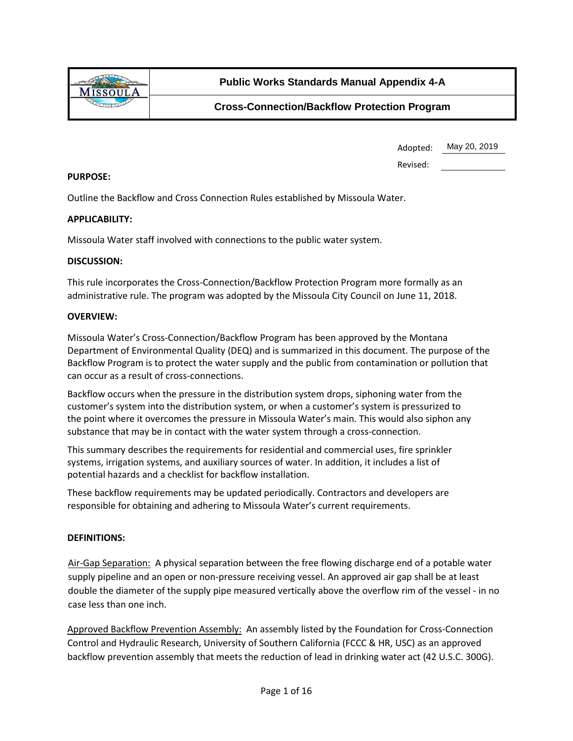| | Public Works Standards Manual Appendix 4-A |
|---|---|
| | Cross-Connection/Backflow Protection Program |

Adopted: May 20, 2019

Revised:

**PURPOSE:**

Outline the Backflow and Cross Connection Rules established by Missoula Water.

**APPLICABILITY:**

Missoula Water staff involved with connections to the public water system.

**DISCUSSION:**

This rule incorporates the Cross-Connection/Backflow Protection Program more formally as an administrative rule. The program was adopted by the Missoula City Council on June 11, 2018.

**OVERVIEW:**

Missoula Water's Cross-Connection/Backflow Program has been approved by the Montana Department of Environmental Quality (DEQ) and is summarized in this document. The purpose of the Backflow Program is to protect the water supply and the public from contamination or pollution that can occur as a result of cross-connections.

Backflow occurs when the pressure in the distribution system drops, siphoning water from the customer's system into the distribution system, or when a customer's system is pressurized to the point where it overcomes the pressure in Missoula Water's main. This would also siphon any substance that may be in contact with the water system through a cross-connection.

This summary describes the requirements for residential and commercial uses, fire sprinkler systems, irrigation systems, and auxiliary sources of water. In addition, it includes a list of potential hazards and a checklist for backflow installation.

These backflow requirements may be updated periodically. Contractors and developers are responsible for obtaining and adhering to Missoula Water's current requirements.

**DEFINITIONS:**

Air-Gap Separation: A physical separation between the free flowing discharge end of a potable water supply pipeline and an open or non-pressure receiving vessel. An approved air gap shall be at least double the diameter of the supply pipe measured vertically above the overflow rim of the vessel - in no case less than one inch.

Approved Backflow Prevention Assembly: An assembly listed by the Foundation for Cross-Connection Control and Hydraulic Research, University of Southern California (FCCC & HR, USC) as an approved backflow prevention assembly that meets the reduction of lead in drinking water act (42 U.S.C. 300G).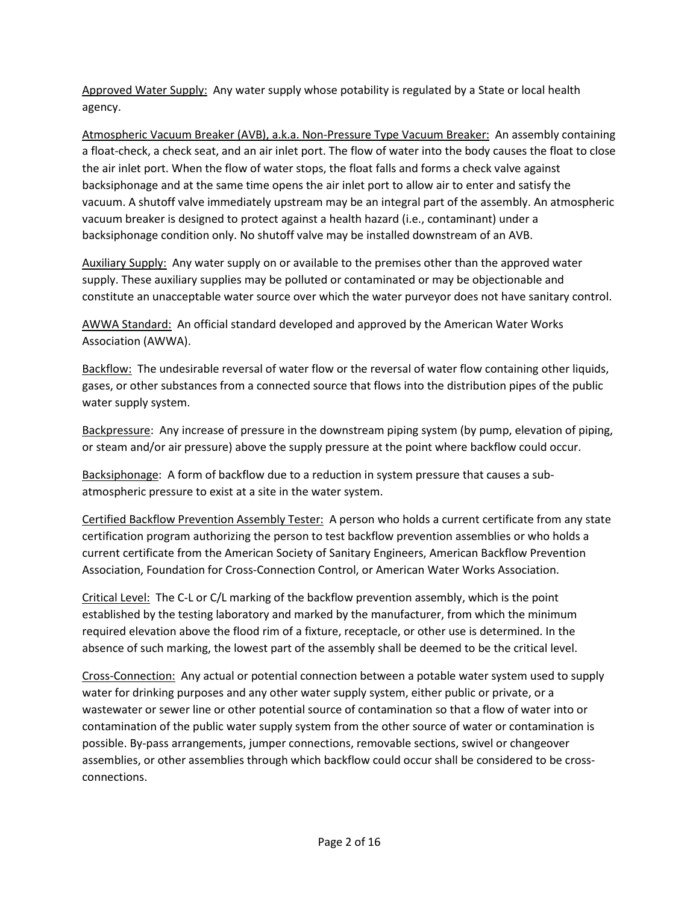Approved Water Supply: Any water supply whose potability is regulated by a State or local health agency.

Atmospheric Vacuum Breaker (AVB), a.k.a. Non-Pressure Type Vacuum Breaker: An assembly containing a float-check, a check seat, and an air inlet port. The flow of water into the body causes the float to close the air inlet port. When the flow of water stops, the float falls and forms a check valve against backsiphonage and at the same time opens the air inlet port to allow air to enter and satisfy the vacuum. A shutoff valve immediately upstream may be an integral part of the assembly. An atmospheric vacuum breaker is designed to protect against a health hazard (i.e., contaminant) under a backsiphonage condition only. No shutoff valve may be installed downstream of an AVB.

Auxiliary Supply: Any water supply on or available to the premises other than the approved water supply. These auxiliary supplies may be polluted or contaminated or may be objectionable and constitute an unacceptable water source over which the water purveyor does not have sanitary control.

AWWA Standard: An official standard developed and approved by the American Water Works Association (AWWA).

Backflow: The undesirable reversal of water flow or the reversal of water flow containing other liquids, gases, or other substances from a connected source that flows into the distribution pipes of the public water supply system.

Backpressure: Any increase of pressure in the downstream piping system (by pump, elevation of piping, or steam and/or air pressure) above the supply pressure at the point where backflow could occur.

Backsiphonage: A form of backflow due to a reduction in system pressure that causes a sub-atmospheric pressure to exist at a site in the water system.

Certified Backflow Prevention Assembly Tester: A person who holds a current certificate from any state certification program authorizing the person to test backflow prevention assemblies or who holds a current certificate from the American Society of Sanitary Engineers, American Backflow Prevention Association, Foundation for Cross-Connection Control, or American Water Works Association.

Critical Level: The C-L or C/L marking of the backflow prevention assembly, which is the point established by the testing laboratory and marked by the manufacturer, from which the minimum required elevation above the flood rim of a fixture, receptacle, or other use is determined. In the absence of such marking, the lowest part of the assembly shall be deemed to be the critical level.

Cross-Connection: Any actual or potential connection between a potable water system used to supply water for drinking purposes and any other water supply system, either public or private, or a wastewater or sewer line or other potential source of contamination so that a flow of water into or contamination of the public water supply system from the other source of water or contamination is possible. By-pass arrangements, jumper connections, removable sections, swivel or changeover assemblies, or other assemblies through which backflow could occur shall be considered to be cross-connections.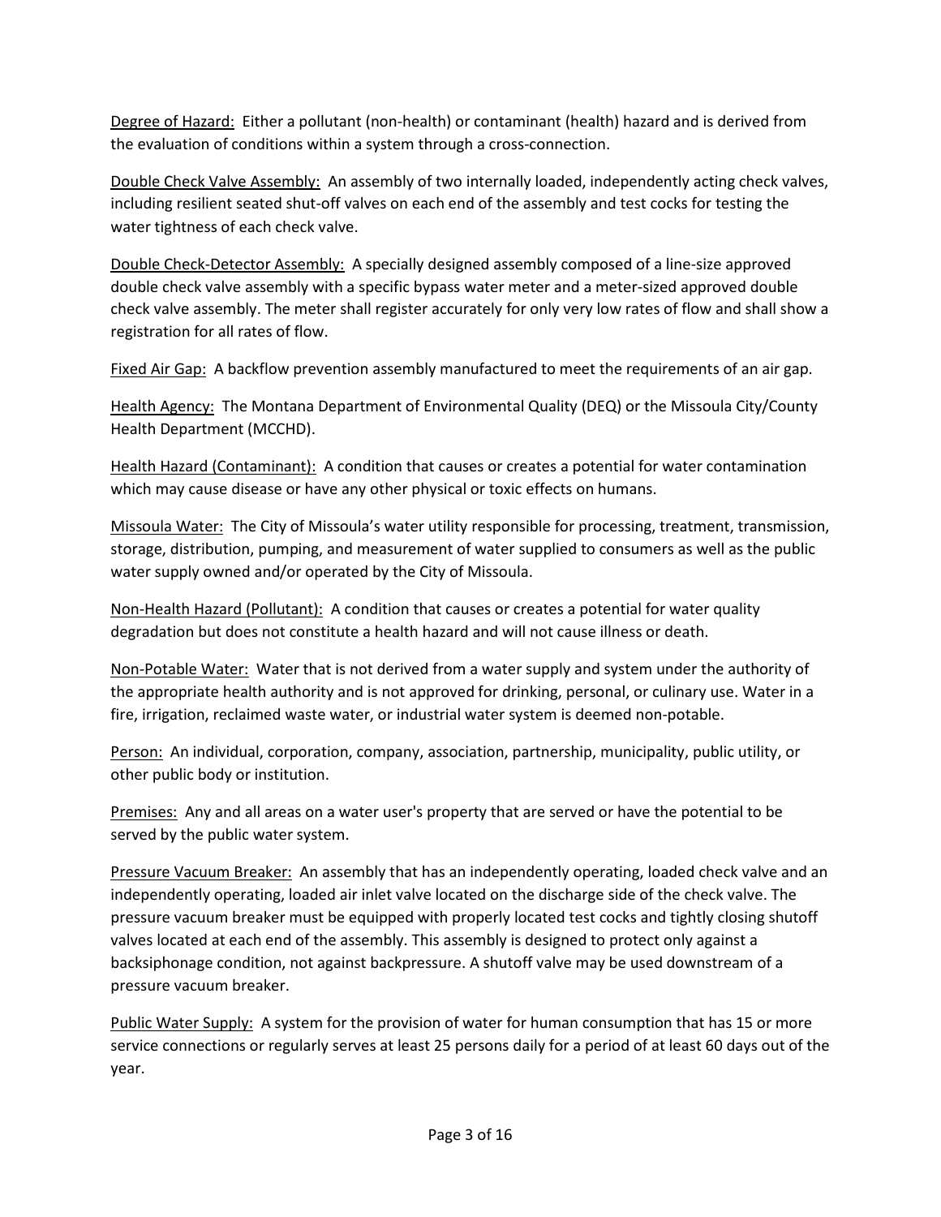Degree of Hazard: Either a pollutant (non-health) or contaminant (health) hazard and is derived from the evaluation of conditions within a system through a cross-connection.

Double Check Valve Assembly: An assembly of two internally loaded, independently acting check valves, including resilient seated shut-off valves on each end of the assembly and test cocks for testing the water tightness of each check valve.

Double Check-Detector Assembly: A specially designed assembly composed of a line-size approved double check valve assembly with a specific bypass water meter and a meter-sized approved double check valve assembly. The meter shall register accurately for only very low rates of flow and shall show a registration for all rates of flow.

Fixed Air Gap: A backflow prevention assembly manufactured to meet the requirements of an air gap.

Health Agency: The Montana Department of Environmental Quality (DEQ) or the Missoula City/County Health Department (MCCHD).

Health Hazard (Contaminant): A condition that causes or creates a potential for water contamination which may cause disease or have any other physical or toxic effects on humans.

Missoula Water: The City of Missoula's water utility responsible for processing, treatment, transmission, storage, distribution, pumping, and measurement of water supplied to consumers as well as the public water supply owned and/or operated by the City of Missoula.

Non-Health Hazard (Pollutant): A condition that causes or creates a potential for water quality degradation but does not constitute a health hazard and will not cause illness or death.

Non-Potable Water: Water that is not derived from a water supply and system under the authority of the appropriate health authority and is not approved for drinking, personal, or culinary use. Water in a fire, irrigation, reclaimed waste water, or industrial water system is deemed non-potable.

Person: An individual, corporation, company, association, partnership, municipality, public utility, or other public body or institution.

Premises: Any and all areas on a water user's property that are served or have the potential to be served by the public water system.

Pressure Vacuum Breaker: An assembly that has an independently operating, loaded check valve and an independently operating, loaded air inlet valve located on the discharge side of the check valve. The pressure vacuum breaker must be equipped with properly located test cocks and tightly closing shutoff valves located at each end of the assembly. This assembly is designed to protect only against a backsiphonage condition, not against backpressure. A shutoff valve may be used downstream of a pressure vacuum breaker.

Public Water Supply: A system for the provision of water for human consumption that has 15 or more service connections or regularly serves at least 25 persons daily for a period of at least 60 days out of the year.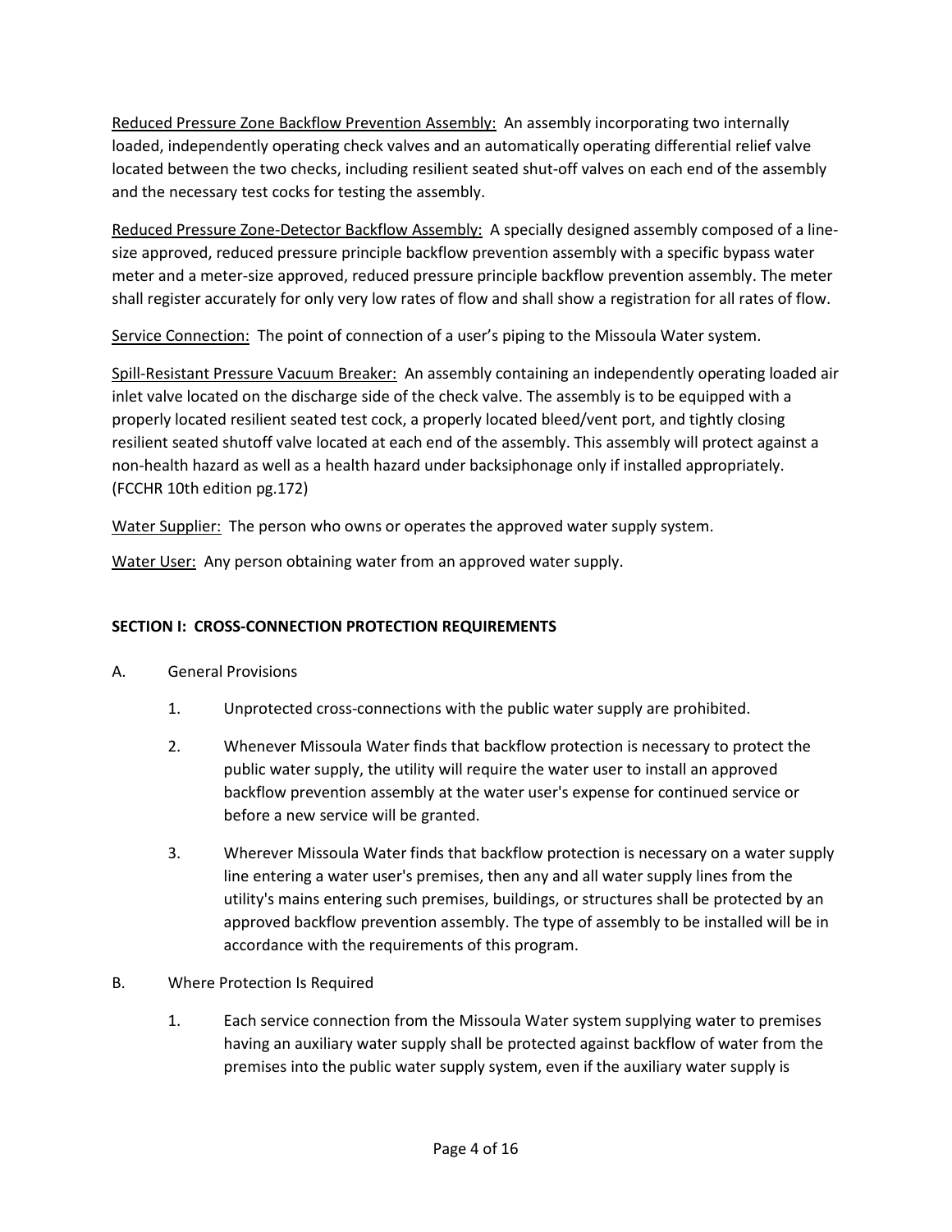Reduced Pressure Zone Backflow Prevention Assembly: An assembly incorporating two internally loaded, independently operating check valves and an automatically operating differential relief valve located between the two checks, including resilient seated shut-off valves on each end of the assembly and the necessary test cocks for testing the assembly.

Reduced Pressure Zone-Detector Backflow Assembly: A specially designed assembly composed of a line-size approved, reduced pressure principle backflow prevention assembly with a specific bypass water meter and a meter-size approved, reduced pressure principle backflow prevention assembly. The meter shall register accurately for only very low rates of flow and shall show a registration for all rates of flow.

Service Connection: The point of connection of a user's piping to the Missoula Water system.

Spill-Resistant Pressure Vacuum Breaker: An assembly containing an independently operating loaded air inlet valve located on the discharge side of the check valve. The assembly is to be equipped with a properly located resilient seated test cock, a properly located bleed/vent port, and tightly closing resilient seated shutoff valve located at each end of the assembly. This assembly will protect against a non-health hazard as well as a health hazard under backsiphonage only if installed appropriately. (FCCHR 10th edition pg.172)

Water Supplier: The person who owns or operates the approved water supply system.

Water User: Any person obtaining water from an approved water supply.

## SECTION I: CROSS-CONNECTION PROTECTION REQUIREMENTS

A. General Provisions

1. Unprotected cross-connections with the public water supply are prohibited.

2. Whenever Missoula Water finds that backflow protection is necessary to protect the public water supply, the utility will require the water user to install an approved backflow prevention assembly at the water user's expense for continued service or before a new service will be granted.

3. Wherever Missoula Water finds that backflow protection is necessary on a water supply line entering a water user's premises, then any and all water supply lines from the utility's mains entering such premises, buildings, or structures shall be protected by an approved backflow prevention assembly. The type of assembly to be installed will be in accordance with the requirements of this program.

B. Where Protection Is Required

1. Each service connection from the Missoula Water system supplying water to premises having an auxiliary water supply shall be protected against backflow of water from the premises into the public water supply system, even if the auxiliary water supply is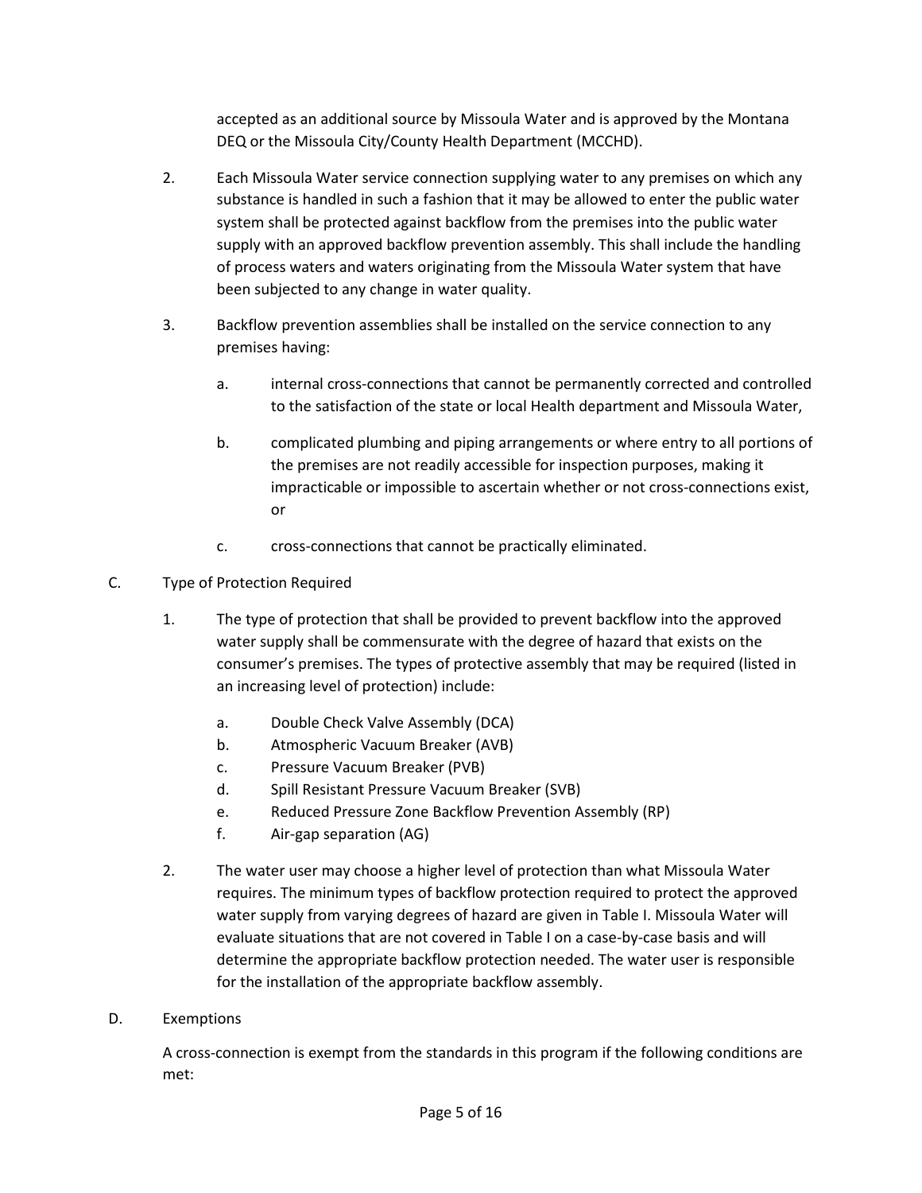accepted as an additional source by Missoula Water and is approved by the Montana DEQ or the Missoula City/County Health Department (MCCHD).

2. Each Missoula Water service connection supplying water to any premises on which any substance is handled in such a fashion that it may be allowed to enter the public water system shall be protected against backflow from the premises into the public water supply with an approved backflow prevention assembly. This shall include the handling of process waters and waters originating from the Missoula Water system that have been subjected to any change in water quality.

3. Backflow prevention assemblies shall be installed on the service connection to any premises having:

   a. internal cross-connections that cannot be permanently corrected and controlled to the satisfaction of the state or local Health department and Missoula Water,

   b. complicated plumbing and piping arrangements or where entry to all portions of the premises are not readily accessible for inspection purposes, making it impracticable or impossible to ascertain whether or not cross-connections exist, or

   c. cross-connections that cannot be practically eliminated.

C. Type of Protection Required

1. The type of protection that shall be provided to prevent backflow into the approved water supply shall be commensurate with the degree of hazard that exists on the consumer's premises. The types of protective assembly that may be required (listed in an increasing level of protection) include:

   a. Double Check Valve Assembly (DCA)
   b. Atmospheric Vacuum Breaker (AVB)
   c. Pressure Vacuum Breaker (PVB)
   d. Spill Resistant Pressure Vacuum Breaker (SVB)
   e. Reduced Pressure Zone Backflow Prevention Assembly (RP)
   f. Air-gap separation (AG)

2. The water user may choose a higher level of protection than what Missoula Water requires. The minimum types of backflow protection required to protect the approved water supply from varying degrees of hazard are given in Table I. Missoula Water will evaluate situations that are not covered in Table I on a case-by-case basis and will determine the appropriate backflow protection needed. The water user is responsible for the installation of the appropriate backflow assembly.

D. Exemptions

A cross-connection is exempt from the standards in this program if the following conditions are met: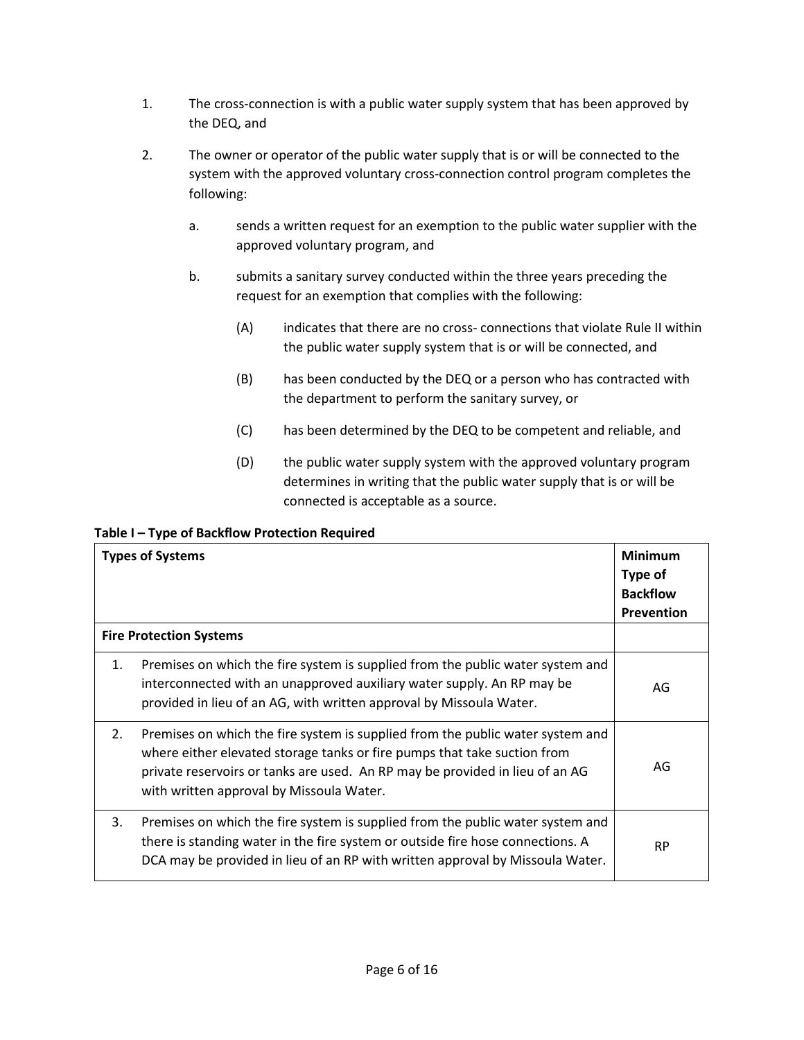1. The cross-connection is with a public water supply system that has been approved by the DEQ, and

2. The owner or operator of the public water supply that is or will be connected to the system with the approved voluntary cross-connection control program completes the following:

   a. sends a written request for an exemption to the public water supplier with the approved voluntary program, and

   b. submits a sanitary survey conducted within the three years preceding the request for an exemption that complies with the following:

      (A) indicates that there are no cross- connections that violate Rule II within the public water supply system that is or will be connected, and

      (B) has been conducted by the DEQ or a person who has contracted with the department to perform the sanitary survey, or

      (C) has been determined by the DEQ to be competent and reliable, and

      (D) the public water supply system with the approved voluntary program determines in writing that the public water supply that is or will be connected is acceptable as a source.

**Table I – Type of Backflow Protection Required**

| Types of Systems | Minimum Type of Backflow Prevention |
|---|---|
| **Fire Protection Systems** | |
| 1. Premises on which the fire system is supplied from the public water system and interconnected with an unapproved auxiliary water supply. An RP may be provided in lieu of an AG, with written approval by Missoula Water. | AG |
| 2. Premises on which the fire system is supplied from the public water system and where either elevated storage tanks or fire pumps that take suction from private reservoirs or tanks are used. An RP may be provided in lieu of an AG with written approval by Missoula Water. | AG |
| 3. Premises on which the fire system is supplied from the public water system and there is standing water in the fire system or outside fire hose connections. A DCA may be provided in lieu of an RP with written approval by Missoula Water. | RP |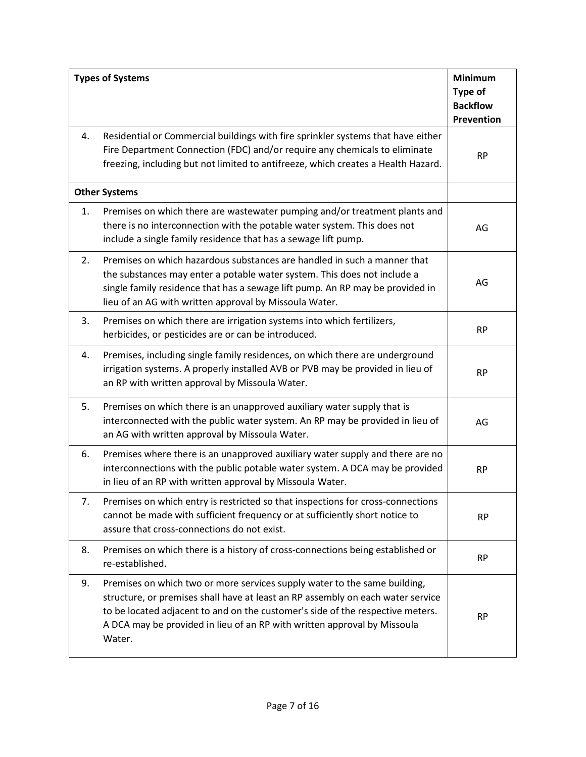| Types of Systems | Minimum Type of Backflow Prevention |
|---|---|
| 4. Residential or Commercial buildings with fire sprinkler systems that have either Fire Department Connection (FDC) and/or require any chemicals to eliminate freezing, including but not limited to antifreeze, which creates a Health Hazard. | RP |
| **Other Systems** | |
| 1. Premises on which there are wastewater pumping and/or treatment plants and there is no interconnection with the potable water system. This does not include a single family residence that has a sewage lift pump. | AG |
| 2. Premises on which hazardous substances are handled in such a manner that the substances may enter a potable water system. This does not include a single family residence that has a sewage lift pump. An RP may be provided in lieu of an AG with written approval by Missoula Water. | AG |
| 3. Premises on which there are irrigation systems into which fertilizers, herbicides, or pesticides are or can be introduced. | RP |
| 4. Premises, including single family residences, on which there are underground irrigation systems. A properly installed AVB or PVB may be provided in lieu of an RP with written approval by Missoula Water. | RP |
| 5. Premises on which there is an unapproved auxiliary water supply that is interconnected with the public water system. An RP may be provided in lieu of an AG with written approval by Missoula Water. | AG |
| 6. Premises where there is an unapproved auxiliary water supply and there are no interconnections with the public potable water system. A DCA may be provided in lieu of an RP with written approval by Missoula Water. | RP |
| 7. Premises on which entry is restricted so that inspections for cross-connections cannot be made with sufficient frequency or at sufficiently short notice to assure that cross-connections do not exist. | RP |
| 8. Premises on which there is a history of cross-connections being established or re-established. | RP |
| 9. Premises on which two or more services supply water to the same building, structure, or premises shall have at least an RP assembly on each water service to be located adjacent to and on the customer's side of the respective meters. A DCA may be provided in lieu of an RP with written approval by Missoula Water. | RP |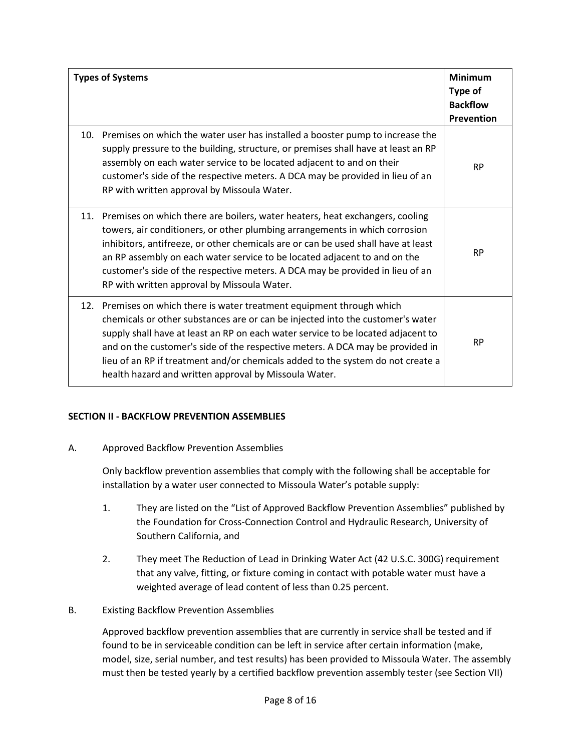| Types of Systems | Minimum Type of Backflow Prevention |
|---|---|
| 10. Premises on which the water user has installed a booster pump to increase the supply pressure to the building, structure, or premises shall have at least an RP assembly on each water service to be located adjacent to and on their customer's side of the respective meters. A DCA may be provided in lieu of an RP with written approval by Missoula Water. | RP |
| 11. Premises on which there are boilers, water heaters, heat exchangers, cooling towers, air conditioners, or other plumbing arrangements in which corrosion inhibitors, antifreeze, or other chemicals are or can be used shall have at least an RP assembly on each water service to be located adjacent to and on the customer's side of the respective meters. A DCA may be provided in lieu of an RP with written approval by Missoula Water. | RP |
| 12. Premises on which there is water treatment equipment through which chemicals or other substances are or can be injected into the customer's water supply shall have at least an RP on each water service to be located adjacent to and on the customer's side of the respective meters. A DCA may be provided in lieu of an RP if treatment and/or chemicals added to the system do not create a health hazard and written approval by Missoula Water. | RP |

## SECTION II - BACKFLOW PREVENTION ASSEMBLIES

A. Approved Backflow Prevention Assemblies

Only backflow prevention assemblies that comply with the following shall be acceptable for installation by a water user connected to Missoula Water's potable supply:

1. They are listed on the "List of Approved Backflow Prevention Assemblies" published by the Foundation for Cross-Connection Control and Hydraulic Research, University of Southern California, and
2. They meet The Reduction of Lead in Drinking Water Act (42 U.S.C. 300G) requirement that any valve, fitting, or fixture coming in contact with potable water must have a weighted average of lead content of less than 0.25 percent.

B. Existing Backflow Prevention Assemblies

Approved backflow prevention assemblies that are currently in service shall be tested and if found to be in serviceable condition can be left in service after certain information (make, model, size, serial number, and test results) has been provided to Missoula Water. The assembly must then be tested yearly by a certified backflow prevention assembly tester (see Section VII)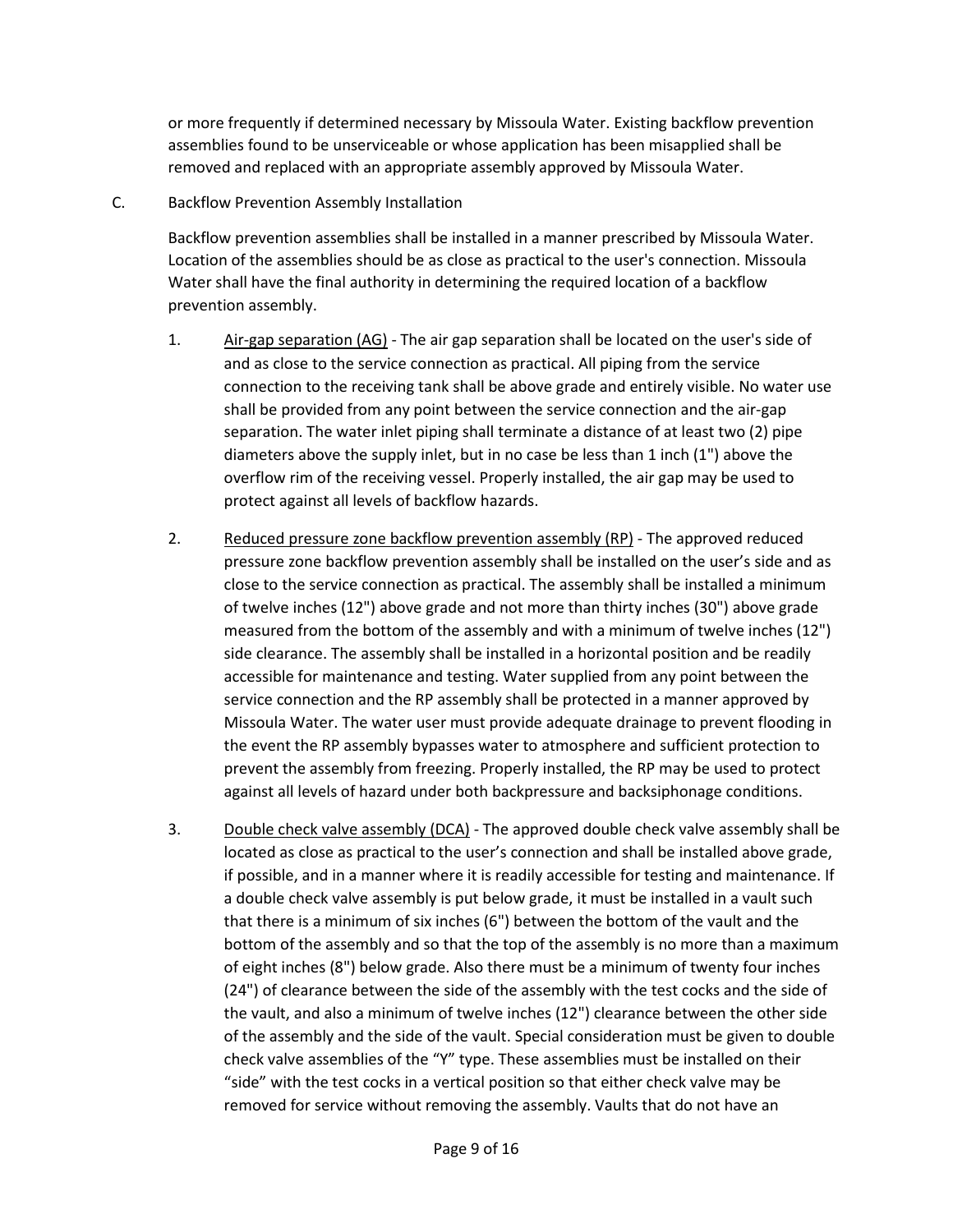or more frequently if determined necessary by Missoula Water. Existing backflow prevention assemblies found to be unserviceable or whose application has been misapplied shall be removed and replaced with an appropriate assembly approved by Missoula Water.

C. Backflow Prevention Assembly Installation

Backflow prevention assemblies shall be installed in a manner prescribed by Missoula Water. Location of the assemblies should be as close as practical to the user's connection. Missoula Water shall have the final authority in determining the required location of a backflow prevention assembly.

1. <u>Air-gap separation (AG)</u> - The air gap separation shall be located on the user's side of and as close to the service connection as practical. All piping from the service connection to the receiving tank shall be above grade and entirely visible. No water use shall be provided from any point between the service connection and the air-gap separation. The water inlet piping shall terminate a distance of at least two (2) pipe diameters above the supply inlet, but in no case be less than 1 inch (1") above the overflow rim of the receiving vessel. Properly installed, the air gap may be used to protect against all levels of backflow hazards.

2. <u>Reduced pressure zone backflow prevention assembly (RP)</u> - The approved reduced pressure zone backflow prevention assembly shall be installed on the user's side and as close to the service connection as practical. The assembly shall be installed a minimum of twelve inches (12") above grade and not more than thirty inches (30") above grade measured from the bottom of the assembly and with a minimum of twelve inches (12") side clearance. The assembly shall be installed in a horizontal position and be readily accessible for maintenance and testing. Water supplied from any point between the service connection and the RP assembly shall be protected in a manner approved by Missoula Water. The water user must provide adequate drainage to prevent flooding in the event the RP assembly bypasses water to atmosphere and sufficient protection to prevent the assembly from freezing. Properly installed, the RP may be used to protect against all levels of hazard under both backpressure and backsiphonage conditions.

3. <u>Double check valve assembly (DCA)</u> - The approved double check valve assembly shall be located as close as practical to the user's connection and shall be installed above grade, if possible, and in a manner where it is readily accessible for testing and maintenance. If a double check valve assembly is put below grade, it must be installed in a vault such that there is a minimum of six inches (6") between the bottom of the vault and the bottom of the assembly and so that the top of the assembly is no more than a maximum of eight inches (8") below grade. Also there must be a minimum of twenty four inches (24") of clearance between the side of the assembly with the test cocks and the side of the vault, and also a minimum of twelve inches (12") clearance between the other side of the assembly and the side of the vault. Special consideration must be given to double check valve assemblies of the "Y" type. These assemblies must be installed on their "side" with the test cocks in a vertical position so that either check valve may be removed for service without removing the assembly. Vaults that do not have an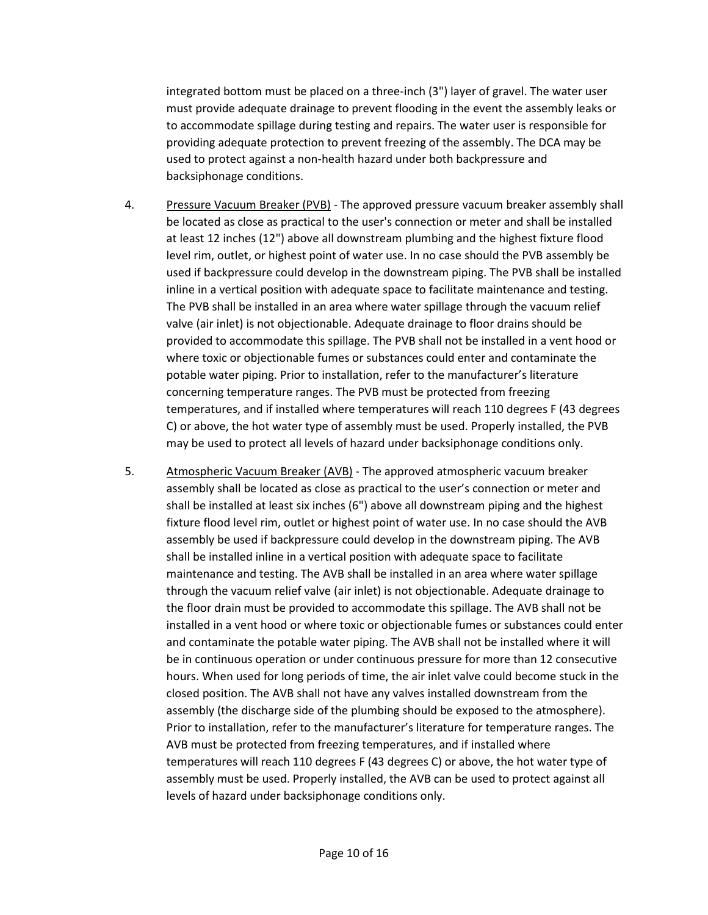integrated bottom must be placed on a three-inch (3") layer of gravel. The water user must provide adequate drainage to prevent flooding in the event the assembly leaks or to accommodate spillage during testing and repairs. The water user is responsible for providing adequate protection to prevent freezing of the assembly. The DCA may be used to protect against a non-health hazard under both backpressure and backsiphonage conditions.

4. <u>Pressure Vacuum Breaker (PVB)</u> - The approved pressure vacuum breaker assembly shall be located as close as practical to the user's connection or meter and shall be installed at least 12 inches (12") above all downstream plumbing and the highest fixture flood level rim, outlet, or highest point of water use. In no case should the PVB assembly be used if backpressure could develop in the downstream piping. The PVB shall be installed inline in a vertical position with adequate space to facilitate maintenance and testing. The PVB shall be installed in an area where water spillage through the vacuum relief valve (air inlet) is not objectionable. Adequate drainage to floor drains should be provided to accommodate this spillage. The PVB shall not be installed in a vent hood or where toxic or objectionable fumes or substances could enter and contaminate the potable water piping. Prior to installation, refer to the manufacturer's literature concerning temperature ranges. The PVB must be protected from freezing temperatures, and if installed where temperatures will reach 110 degrees F (43 degrees C) or above, the hot water type of assembly must be used. Properly installed, the PVB may be used to protect all levels of hazard under backsiphonage conditions only.

5. <u>Atmospheric Vacuum Breaker (AVB)</u> - The approved atmospheric vacuum breaker assembly shall be located as close as practical to the user's connection or meter and shall be installed at least six inches (6") above all downstream piping and the highest fixture flood level rim, outlet or highest point of water use. In no case should the AVB assembly be used if backpressure could develop in the downstream piping. The AVB shall be installed inline in a vertical position with adequate space to facilitate maintenance and testing. The AVB shall be installed in an area where water spillage through the vacuum relief valve (air inlet) is not objectionable. Adequate drainage to the floor drain must be provided to accommodate this spillage. The AVB shall not be installed in a vent hood or where toxic or objectionable fumes or substances could enter and contaminate the potable water piping. The AVB shall not be installed where it will be in continuous operation or under continuous pressure for more than 12 consecutive hours. When used for long periods of time, the air inlet valve could become stuck in the closed position. The AVB shall not have any valves installed downstream from the assembly (the discharge side of the plumbing should be exposed to the atmosphere). Prior to installation, refer to the manufacturer's literature for temperature ranges. The AVB must be protected from freezing temperatures, and if installed where temperatures will reach 110 degrees F (43 degrees C) or above, the hot water type of assembly must be used. Properly installed, the AVB can be used to protect against all levels of hazard under backsiphonage conditions only.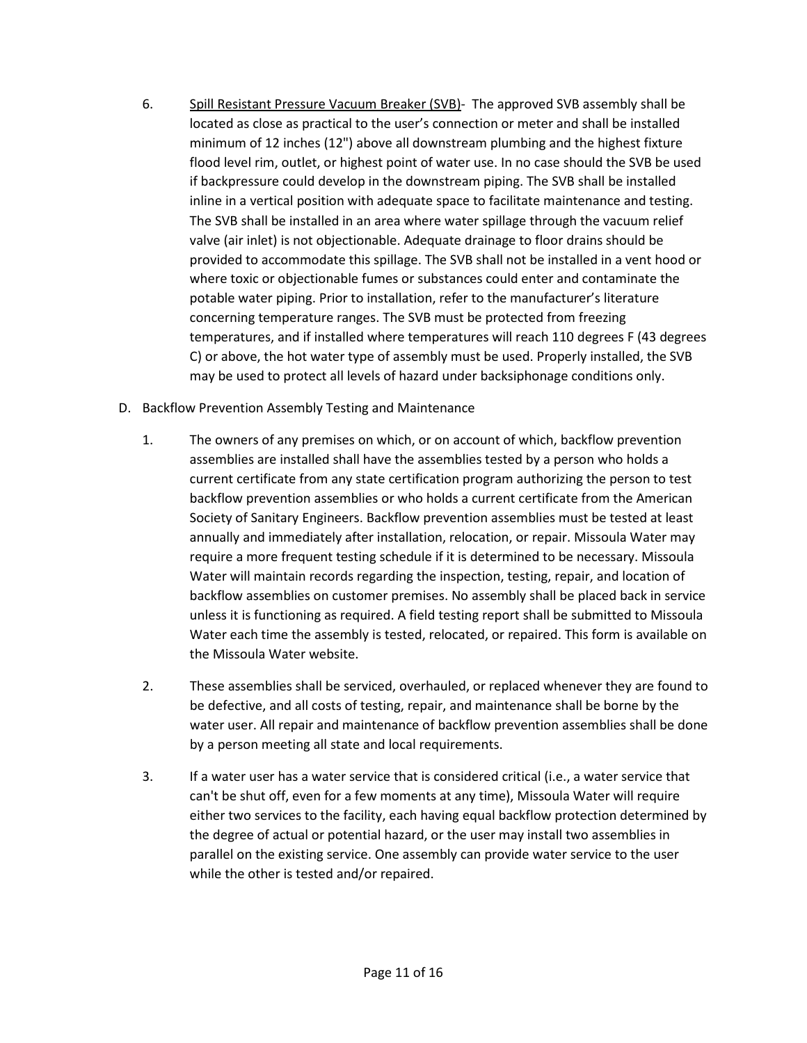6. <u>Spill Resistant Pressure Vacuum Breaker (SVB)</u>- The approved SVB assembly shall be located as close as practical to the user's connection or meter and shall be installed minimum of 12 inches (12") above all downstream plumbing and the highest fixture flood level rim, outlet, or highest point of water use. In no case should the SVB be used if backpressure could develop in the downstream piping. The SVB shall be installed inline in a vertical position with adequate space to facilitate maintenance and testing. The SVB shall be installed in an area where water spillage through the vacuum relief valve (air inlet) is not objectionable. Adequate drainage to floor drains should be provided to accommodate this spillage. The SVB shall not be installed in a vent hood or where toxic or objectionable fumes or substances could enter and contaminate the potable water piping. Prior to installation, refer to the manufacturer's literature concerning temperature ranges. The SVB must be protected from freezing temperatures, and if installed where temperatures will reach 110 degrees F (43 degrees C) or above, the hot water type of assembly must be used. Properly installed, the SVB may be used to protect all levels of hazard under backsiphonage conditions only.

D. Backflow Prevention Assembly Testing and Maintenance

1. The owners of any premises on which, or on account of which, backflow prevention assemblies are installed shall have the assemblies tested by a person who holds a current certificate from any state certification program authorizing the person to test backflow prevention assemblies or who holds a current certificate from the American Society of Sanitary Engineers. Backflow prevention assemblies must be tested at least annually and immediately after installation, relocation, or repair. Missoula Water may require a more frequent testing schedule if it is determined to be necessary. Missoula Water will maintain records regarding the inspection, testing, repair, and location of backflow assemblies on customer premises. No assembly shall be placed back in service unless it is functioning as required. A field testing report shall be submitted to Missoula Water each time the assembly is tested, relocated, or repaired. This form is available on the Missoula Water website.

2. These assemblies shall be serviced, overhauled, or replaced whenever they are found to be defective, and all costs of testing, repair, and maintenance shall be borne by the water user. All repair and maintenance of backflow prevention assemblies shall be done by a person meeting all state and local requirements.

3. If a water user has a water service that is considered critical (i.e., a water service that can't be shut off, even for a few moments at any time), Missoula Water will require either two services to the facility, each having equal backflow protection determined by the degree of actual or potential hazard, or the user may install two assemblies in parallel on the existing service. One assembly can provide water service to the user while the other is tested and/or repaired.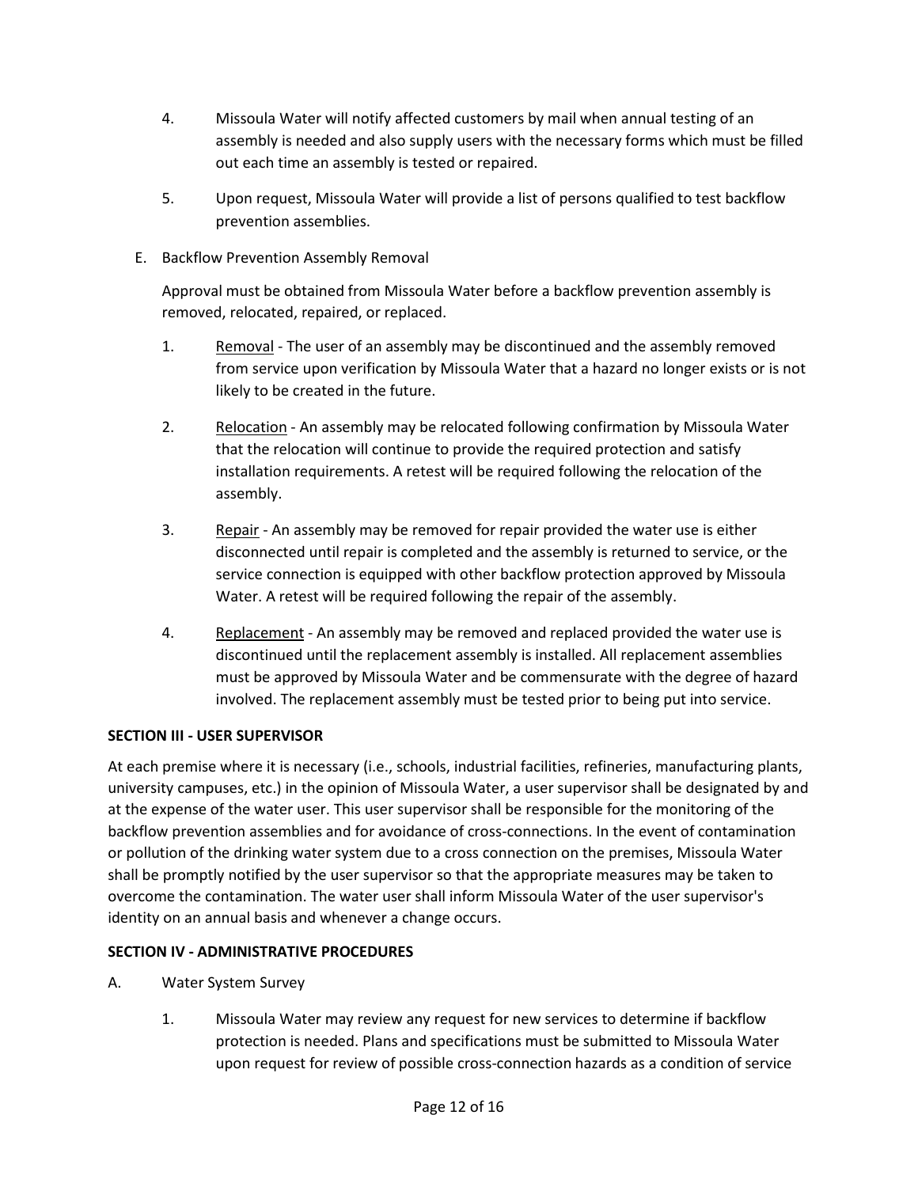4. Missoula Water will notify affected customers by mail when annual testing of an assembly is needed and also supply users with the necessary forms which must be filled out each time an assembly is tested or repaired.

5. Upon request, Missoula Water will provide a list of persons qualified to test backflow prevention assemblies.

E. Backflow Prevention Assembly Removal

   Approval must be obtained from Missoula Water before a backflow prevention assembly is removed, relocated, repaired, or replaced.

   1. Removal - The user of an assembly may be discontinued and the assembly removed from service upon verification by Missoula Water that a hazard no longer exists or is not likely to be created in the future.

   2. Relocation - An assembly may be relocated following confirmation by Missoula Water that the relocation will continue to provide the required protection and satisfy installation requirements. A retest will be required following the relocation of the assembly.

   3. Repair - An assembly may be removed for repair provided the water use is either disconnected until repair is completed and the assembly is returned to service, or the service connection is equipped with other backflow protection approved by Missoula Water. A retest will be required following the repair of the assembly.

   4. Replacement - An assembly may be removed and replaced provided the water use is discontinued until the replacement assembly is installed. All replacement assemblies must be approved by Missoula Water and be commensurate with the degree of hazard involved. The replacement assembly must be tested prior to being put into service.

**SECTION III - USER SUPERVISOR**

At each premise where it is necessary (i.e., schools, industrial facilities, refineries, manufacturing plants, university campuses, etc.) in the opinion of Missoula Water, a user supervisor shall be designated by and at the expense of the water user. This user supervisor shall be responsible for the monitoring of the backflow prevention assemblies and for avoidance of cross-connections. In the event of contamination or pollution of the drinking water system due to a cross connection on the premises, Missoula Water shall be promptly notified by the user supervisor so that the appropriate measures may be taken to overcome the contamination. The water user shall inform Missoula Water of the user supervisor's identity on an annual basis and whenever a change occurs.

**SECTION IV - ADMINISTRATIVE PROCEDURES**

A. Water System Survey

   1. Missoula Water may review any request for new services to determine if backflow protection is needed. Plans and specifications must be submitted to Missoula Water upon request for review of possible cross-connection hazards as a condition of service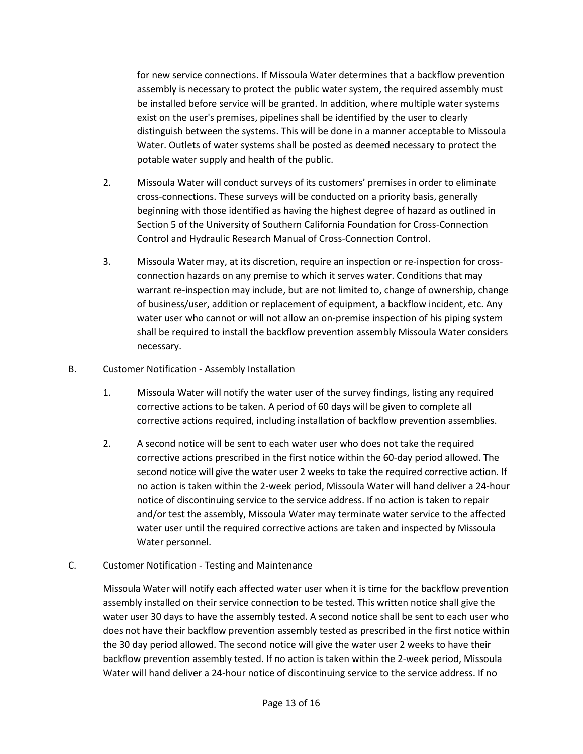for new service connections. If Missoula Water determines that a backflow prevention assembly is necessary to protect the public water system, the required assembly must be installed before service will be granted. In addition, where multiple water systems exist on the user's premises, pipelines shall be identified by the user to clearly distinguish between the systems. This will be done in a manner acceptable to Missoula Water. Outlets of water systems shall be posted as deemed necessary to protect the potable water supply and health of the public.

2. Missoula Water will conduct surveys of its customers' premises in order to eliminate cross-connections. These surveys will be conducted on a priority basis, generally beginning with those identified as having the highest degree of hazard as outlined in Section 5 of the University of Southern California Foundation for Cross-Connection Control and Hydraulic Research Manual of Cross-Connection Control.

3. Missoula Water may, at its discretion, require an inspection or re-inspection for cross-connection hazards on any premise to which it serves water. Conditions that may warrant re-inspection may include, but are not limited to, change of ownership, change of business/user, addition or replacement of equipment, a backflow incident, etc. Any water user who cannot or will not allow an on-premise inspection of his piping system shall be required to install the backflow prevention assembly Missoula Water considers necessary.

B. Customer Notification - Assembly Installation

1. Missoula Water will notify the water user of the survey findings, listing any required corrective actions to be taken. A period of 60 days will be given to complete all corrective actions required, including installation of backflow prevention assemblies.

2. A second notice will be sent to each water user who does not take the required corrective actions prescribed in the first notice within the 60-day period allowed. The second notice will give the water user 2 weeks to take the required corrective action. If no action is taken within the 2-week period, Missoula Water will hand deliver a 24-hour notice of discontinuing service to the service address. If no action is taken to repair and/or test the assembly, Missoula Water may terminate water service to the affected water user until the required corrective actions are taken and inspected by Missoula Water personnel.

C. Customer Notification - Testing and Maintenance

Missoula Water will notify each affected water user when it is time for the backflow prevention assembly installed on their service connection to be tested. This written notice shall give the water user 30 days to have the assembly tested. A second notice shall be sent to each user who does not have their backflow prevention assembly tested as prescribed in the first notice within the 30 day period allowed. The second notice will give the water user 2 weeks to have their backflow prevention assembly tested. If no action is taken within the 2-week period, Missoula Water will hand deliver a 24-hour notice of discontinuing service to the service address. If no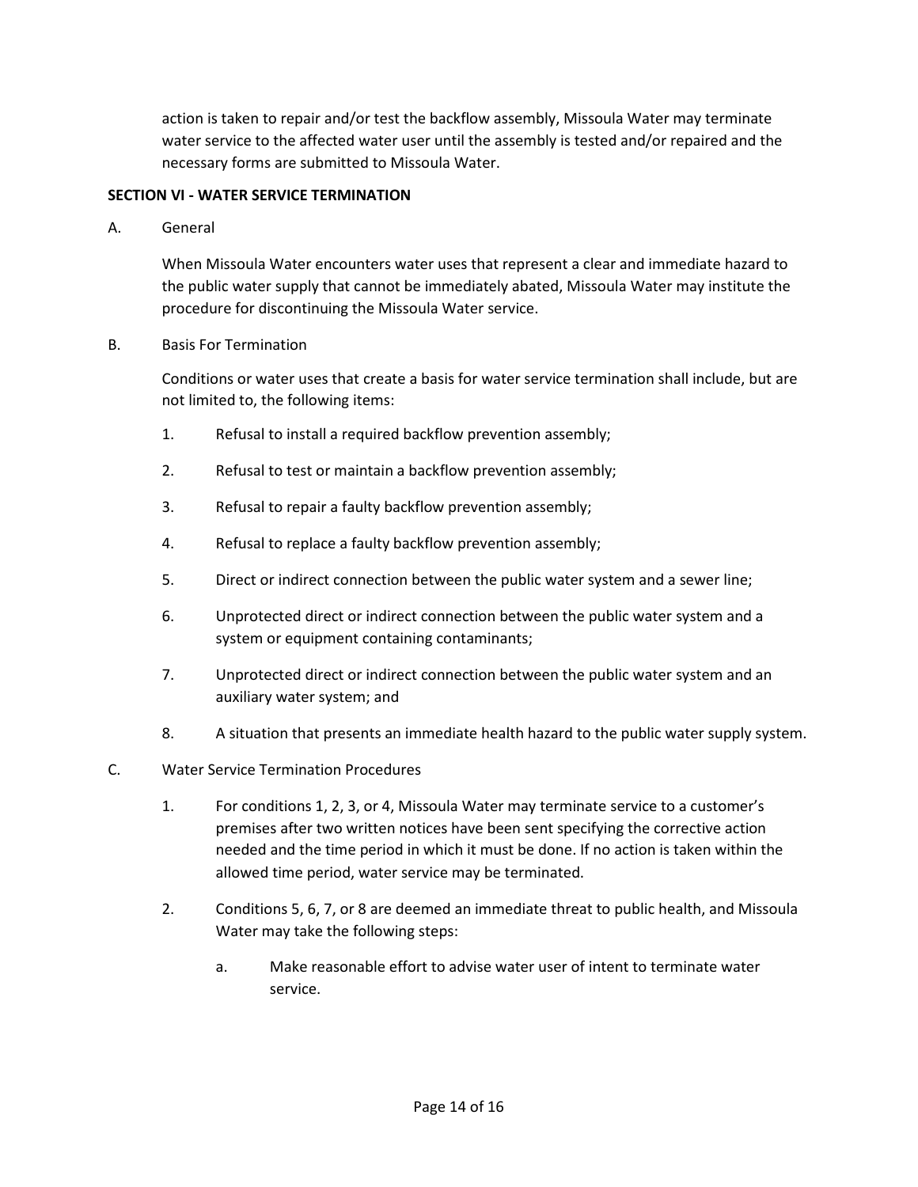action is taken to repair and/or test the backflow assembly, Missoula Water may terminate water service to the affected water user until the assembly is tested and/or repaired and the necessary forms are submitted to Missoula Water.

**SECTION VI - WATER SERVICE TERMINATION**

A. General

When Missoula Water encounters water uses that represent a clear and immediate hazard to the public water supply that cannot be immediately abated, Missoula Water may institute the procedure for discontinuing the Missoula Water service.

B. Basis For Termination

Conditions or water uses that create a basis for water service termination shall include, but are not limited to, the following items:

1. Refusal to install a required backflow prevention assembly;
2. Refusal to test or maintain a backflow prevention assembly;
3. Refusal to repair a faulty backflow prevention assembly;
4. Refusal to replace a faulty backflow prevention assembly;
5. Direct or indirect connection between the public water system and a sewer line;
6. Unprotected direct or indirect connection between the public water system and a system or equipment containing contaminants;
7. Unprotected direct or indirect connection between the public water system and an auxiliary water system; and
8. A situation that presents an immediate health hazard to the public water supply system.

C. Water Service Termination Procedures

1. For conditions 1, 2, 3, or 4, Missoula Water may terminate service to a customer's premises after two written notices have been sent specifying the corrective action needed and the time period in which it must be done. If no action is taken within the allowed time period, water service may be terminated.
2. Conditions 5, 6, 7, or 8 are deemed an immediate threat to public health, and Missoula Water may take the following steps:
    a. Make reasonable effort to advise water user of intent to terminate water service.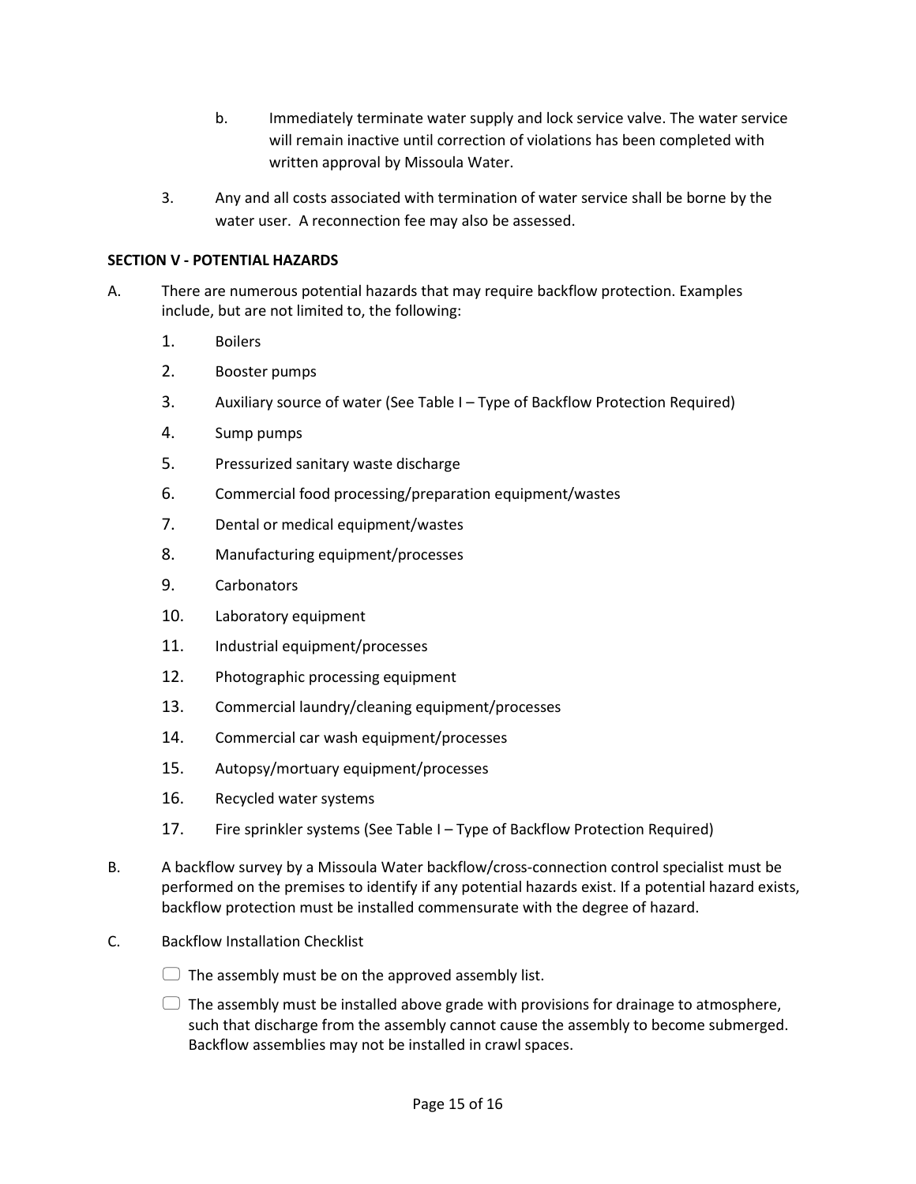b. Immediately terminate water supply and lock service valve. The water service will remain inactive until correction of violations has been completed with written approval by Missoula Water.

3. Any and all costs associated with termination of water service shall be borne by the water user. A reconnection fee may also be assessed.

**SECTION V - POTENTIAL HAZARDS**

A. There are numerous potential hazards that may require backflow protection. Examples include, but are not limited to, the following:

1. Boilers
2. Booster pumps
3. Auxiliary source of water (See Table I – Type of Backflow Protection Required)
4. Sump pumps
5. Pressurized sanitary waste discharge
6. Commercial food processing/preparation equipment/wastes
7. Dental or medical equipment/wastes
8. Manufacturing equipment/processes
9. Carbonators
10. Laboratory equipment
11. Industrial equipment/processes
12. Photographic processing equipment
13. Commercial laundry/cleaning equipment/processes
14. Commercial car wash equipment/processes
15. Autopsy/mortuary equipment/processes
16. Recycled water systems
17. Fire sprinkler systems (See Table I – Type of Backflow Protection Required)

B. A backflow survey by a Missoula Water backflow/cross-connection control specialist must be performed on the premises to identify if any potential hazards exist. If a potential hazard exists, backflow protection must be installed commensurate with the degree of hazard.

C. Backflow Installation Checklist

- [ ] The assembly must be on the approved assembly list.
- [ ] The assembly must be installed above grade with provisions for drainage to atmosphere, such that discharge from the assembly cannot cause the assembly to become submerged. Backflow assemblies may not be installed in crawl spaces.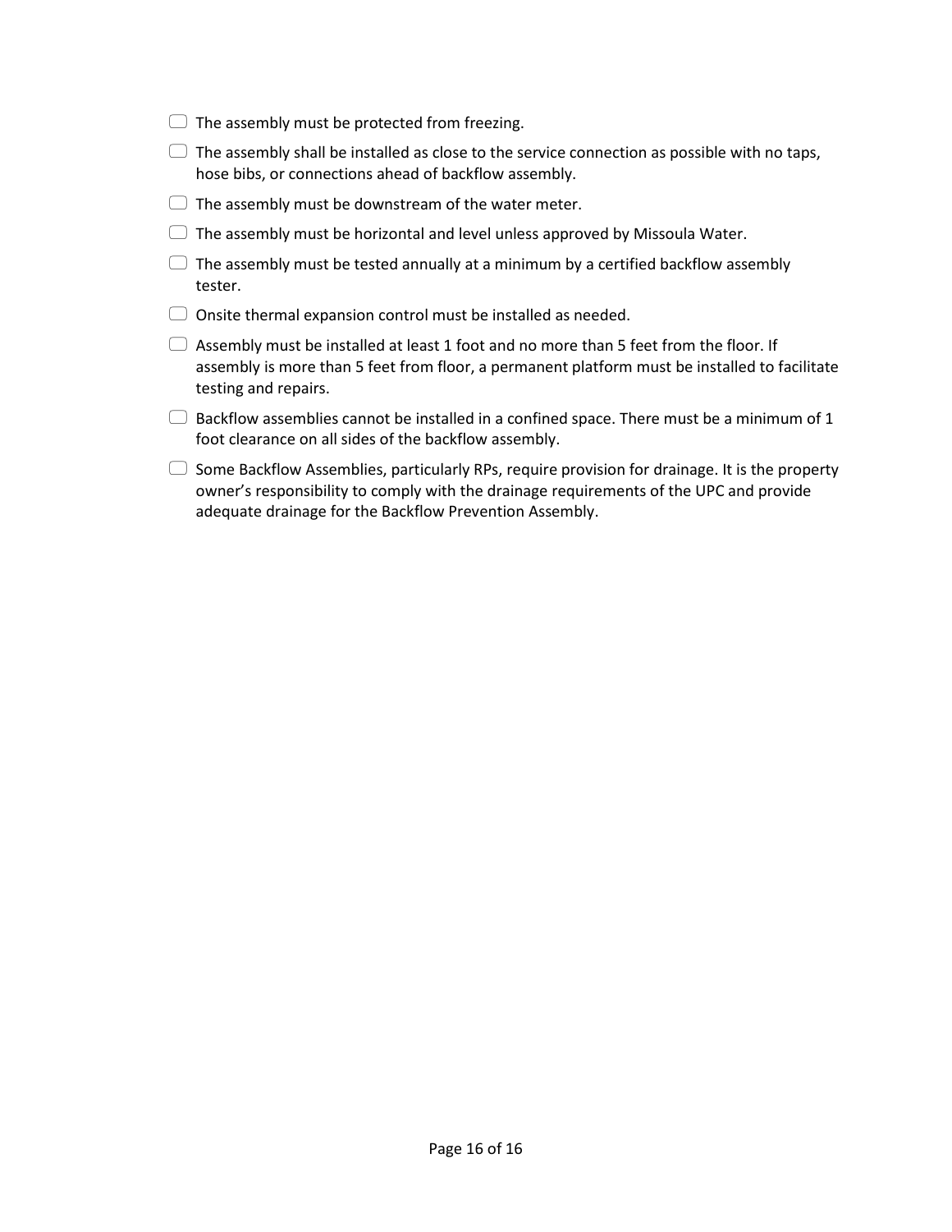- [ ] The assembly must be protected from freezing.
- [ ] The assembly shall be installed as close to the service connection as possible with no taps, hose bibs, or connections ahead of backflow assembly.
- [ ] The assembly must be downstream of the water meter.
- [ ] The assembly must be horizontal and level unless approved by Missoula Water.
- [ ] The assembly must be tested annually at a minimum by a certified backflow assembly tester.
- [ ] Onsite thermal expansion control must be installed as needed.
- [ ] Assembly must be installed at least 1 foot and no more than 5 feet from the floor. If assembly is more than 5 feet from floor, a permanent platform must be installed to facilitate testing and repairs.
- [ ] Backflow assemblies cannot be installed in a confined space. There must be a minimum of 1 foot clearance on all sides of the backflow assembly.
- [ ] Some Backflow Assemblies, particularly RPs, require provision for drainage. It is the property owner's responsibility to comply with the drainage requirements of the UPC and provide adequate drainage for the Backflow Prevention Assembly.